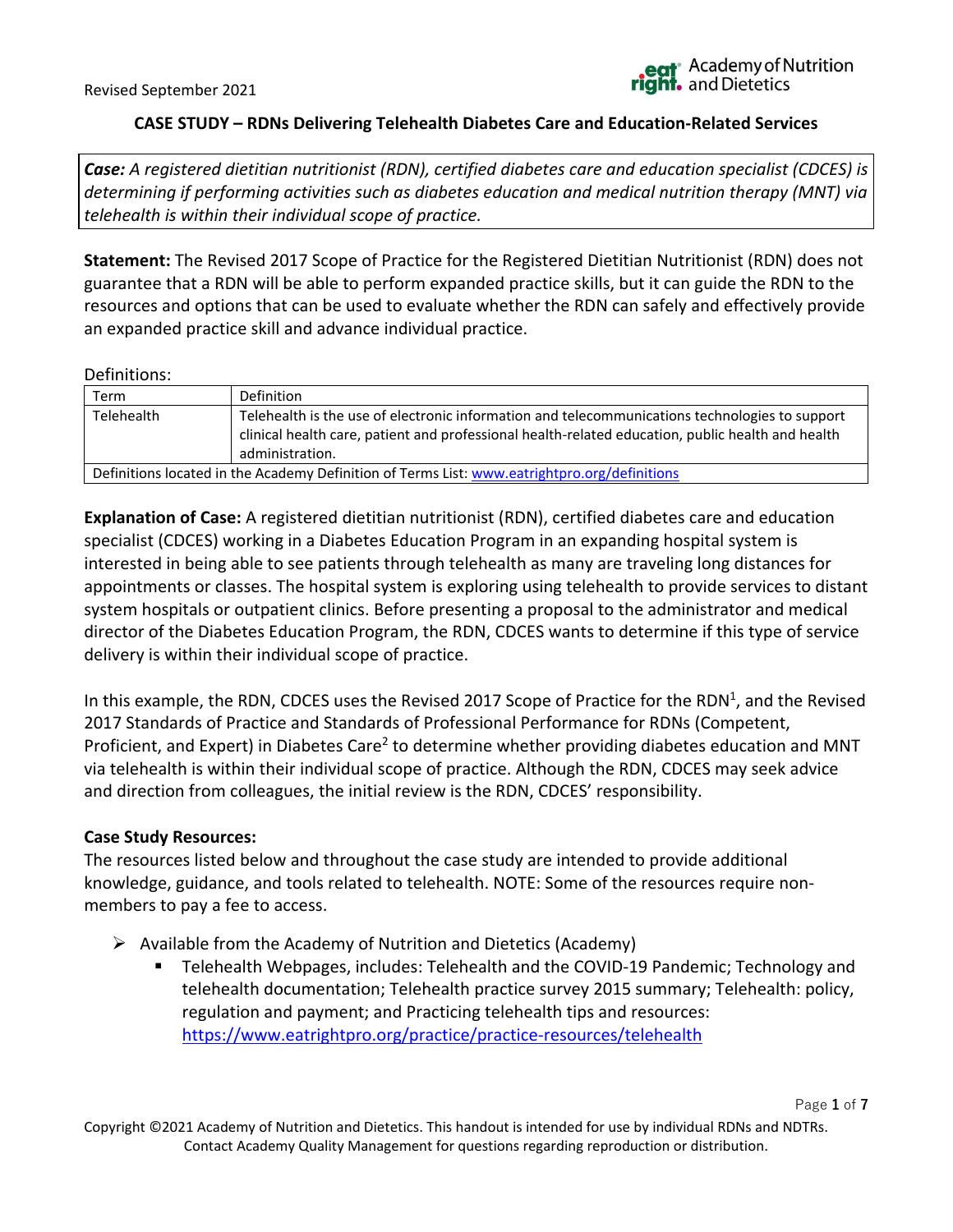Revised September 2021

## CASE STUDY – RDNs Delivering Telehealth Diabetes Care and Education-Related Services

***Case:*** *A registered dietitian nutritionist (RDN), certified diabetes care and education specialist (CDCES) is determining if performing activities such as diabetes education and medical nutrition therapy (MNT) via telehealth is within their individual scope of practice.*

**Statement:** The Revised 2017 Scope of Practice for the Registered Dietitian Nutritionist (RDN) does not guarantee that a RDN will be able to perform expanded practice skills, but it can guide the RDN to the resources and options that can be used to evaluate whether the RDN can safely and effectively provide an expanded practice skill and advance individual practice.

Definitions:

| Term | Definition |
| --- | --- |
| Telehealth | Telehealth is the use of electronic information and telecommunications technologies to support clinical health care, patient and professional health-related education, public health and health administration. |
| Definitions located in the Academy Definition of Terms List: www.eatrightpro.org/definitions | |

**Explanation of Case:** A registered dietitian nutritionist (RDN), certified diabetes care and education specialist (CDCES) working in a Diabetes Education Program in an expanding hospital system is interested in being able to see patients through telehealth as many are traveling long distances for appointments or classes. The hospital system is exploring using telehealth to provide services to distant system hospitals or outpatient clinics. Before presenting a proposal to the administrator and medical director of the Diabetes Education Program, the RDN, CDCES wants to determine if this type of service delivery is within their individual scope of practice.

In this example, the RDN, CDCES uses the Revised 2017 Scope of Practice for the RDN[1], and the Revised 2017 Standards of Practice and Standards of Professional Performance for RDNs (Competent, Proficient, and Expert) in Diabetes Care[2] to determine whether providing diabetes education and MNT via telehealth is within their individual scope of practice. Although the RDN, CDCES may seek advice and direction from colleagues, the initial review is the RDN, CDCES' responsibility.

**Case Study Resources:**

The resources listed below and throughout the case study are intended to provide additional knowledge, guidance, and tools related to telehealth. NOTE: Some of the resources require non-members to pay a fee to access.

- Available from the Academy of Nutrition and Dietetics (Academy)
  - Telehealth Webpages, includes: Telehealth and the COVID-19 Pandemic; Technology and telehealth documentation; Telehealth practice survey 2015 summary; Telehealth: policy, regulation and payment; and Practicing telehealth tips and resources: https://www.eatrightpro.org/practice/practice-resources/telehealth

Copyright ©2021 Academy of Nutrition and Dietetics. This handout is intended for use by individual RDNs and NDTRs. Contact Academy Quality Management for questions regarding reproduction or distribution.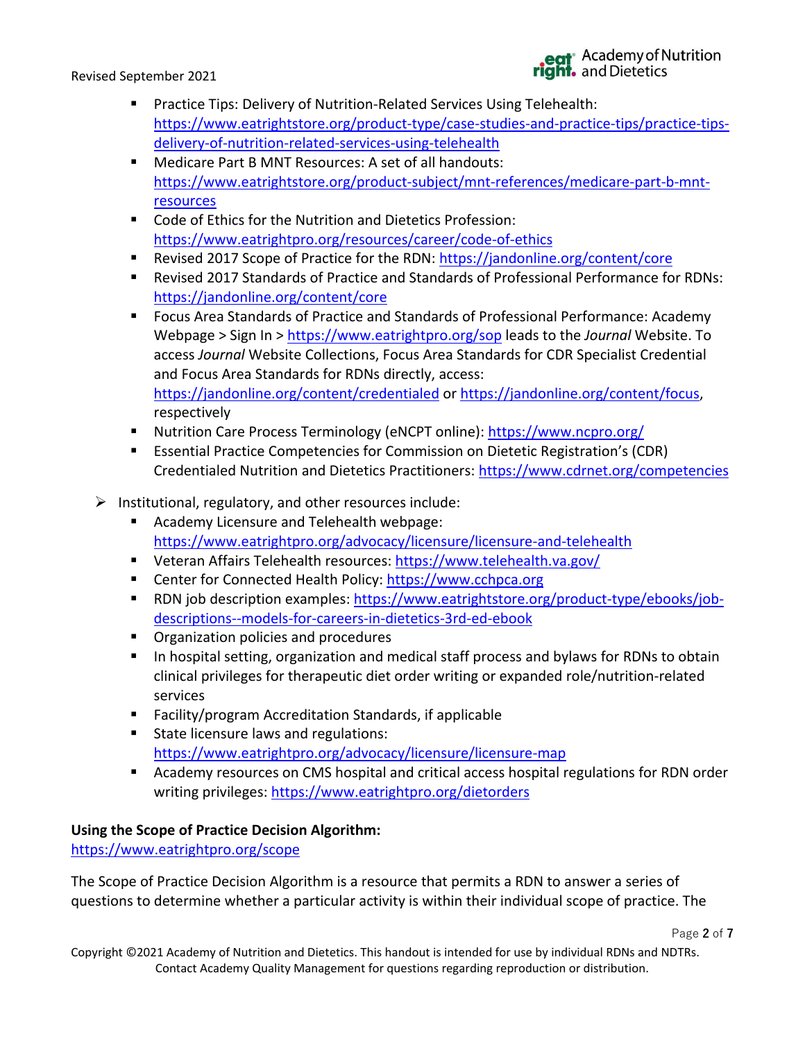- Practice Tips: Delivery of Nutrition-Related Services Using Telehealth: https://www.eatrightstore.org/product-type/case-studies-and-practice-tips/practice-tips-delivery-of-nutrition-related-services-using-telehealth
- Medicare Part B MNT Resources: A set of all handouts: https://www.eatrightstore.org/product-subject/mnt-references/medicare-part-b-mnt-resources
- Code of Ethics for the Nutrition and Dietetics Profession: https://www.eatrightpro.org/resources/career/code-of-ethics
- Revised 2017 Scope of Practice for the RDN: https://jandonline.org/content/core
- Revised 2017 Standards of Practice and Standards of Professional Performance for RDNs: https://jandonline.org/content/core
- Focus Area Standards of Practice and Standards of Professional Performance: Academy Webpage > Sign In > https://www.eatrightpro.org/sop leads to the *Journal* Website. To access *Journal* Website Collections, Focus Area Standards for CDR Specialist Credential and Focus Area Standards for RDNs directly, access: https://jandonline.org/content/credentialed or https://jandonline.org/content/focus, respectively
- Nutrition Care Process Terminology (eNCPT online): https://www.ncpro.org/
- Essential Practice Competencies for Commission on Dietetic Registration's (CDR) Credentialed Nutrition and Dietetics Practitioners: https://www.cdrnet.org/competencies

- Institutional, regulatory, and other resources include:
  - Academy Licensure and Telehealth webpage: https://www.eatrightpro.org/advocacy/licensure/licensure-and-telehealth
  - Veteran Affairs Telehealth resources: https://www.telehealth.va.gov/
  - Center for Connected Health Policy: https://www.cchpca.org
  - RDN job description examples: https://www.eatrightstore.org/product-type/ebooks/job-descriptions--models-for-careers-in-dietetics-3rd-ed-ebook
  - Organization policies and procedures
  - In hospital setting, organization and medical staff process and bylaws for RDNs to obtain clinical privileges for therapeutic diet order writing or expanded role/nutrition-related services
  - Facility/program Accreditation Standards, if applicable
  - State licensure laws and regulations: https://www.eatrightpro.org/advocacy/licensure/licensure-map
  - Academy resources on CMS hospital and critical access hospital regulations for RDN order writing privileges: https://www.eatrightpro.org/dietorders

**Using the Scope of Practice Decision Algorithm:**
https://www.eatrightpro.org/scope

The Scope of Practice Decision Algorithm is a resource that permits a RDN to answer a series of questions to determine whether a particular activity is within their individual scope of practice. The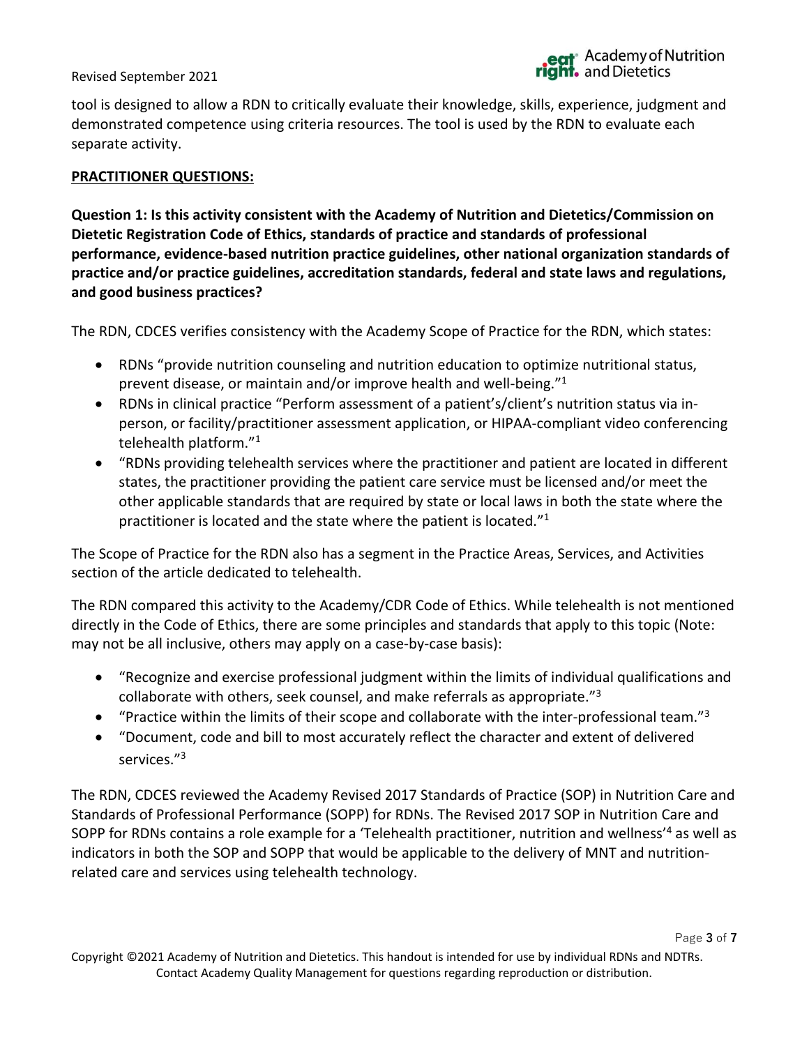tool is designed to allow a RDN to critically evaluate their knowledge, skills, experience, judgment and demonstrated competence using criteria resources. The tool is used by the RDN to evaluate each separate activity.

**PRACTITIONER QUESTIONS:**

**Question 1: Is this activity consistent with the Academy of Nutrition and Dietetics/Commission on Dietetic Registration Code of Ethics, standards of practice and standards of professional performance, evidence-based nutrition practice guidelines, other national organization standards of practice and/or practice guidelines, accreditation standards, federal and state laws and regulations, and good business practices?**

The RDN, CDCES verifies consistency with the Academy Scope of Practice for the RDN, which states:

- RDNs "provide nutrition counseling and nutrition education to optimize nutritional status, prevent disease, or maintain and/or improve health and well-being."[1]
- RDNs in clinical practice "Perform assessment of a patient's/client's nutrition status via in-person, or facility/practitioner assessment application, or HIPAA-compliant video conferencing telehealth platform."[1]
- "RDNs providing telehealth services where the practitioner and patient are located in different states, the practitioner providing the patient care service must be licensed and/or meet the other applicable standards that are required by state or local laws in both the state where the practitioner is located and the state where the patient is located."[1]

The Scope of Practice for the RDN also has a segment in the Practice Areas, Services, and Activities section of the article dedicated to telehealth.

The RDN compared this activity to the Academy/CDR Code of Ethics. While telehealth is not mentioned directly in the Code of Ethics, there are some principles and standards that apply to this topic (Note: may not be all inclusive, others may apply on a case-by-case basis):

- "Recognize and exercise professional judgment within the limits of individual qualifications and collaborate with others, seek counsel, and make referrals as appropriate."[3]
- "Practice within the limits of their scope and collaborate with the inter-professional team."[3]
- "Document, code and bill to most accurately reflect the character and extent of delivered services."[3]

The RDN, CDCES reviewed the Academy Revised 2017 Standards of Practice (SOP) in Nutrition Care and Standards of Professional Performance (SOPP) for RDNs. The Revised 2017 SOP in Nutrition Care and SOPP for RDNs contains a role example for a 'Telehealth practitioner, nutrition and wellness'[4] as well as indicators in both the SOP and SOPP that would be applicable to the delivery of MNT and nutrition-related care and services using telehealth technology.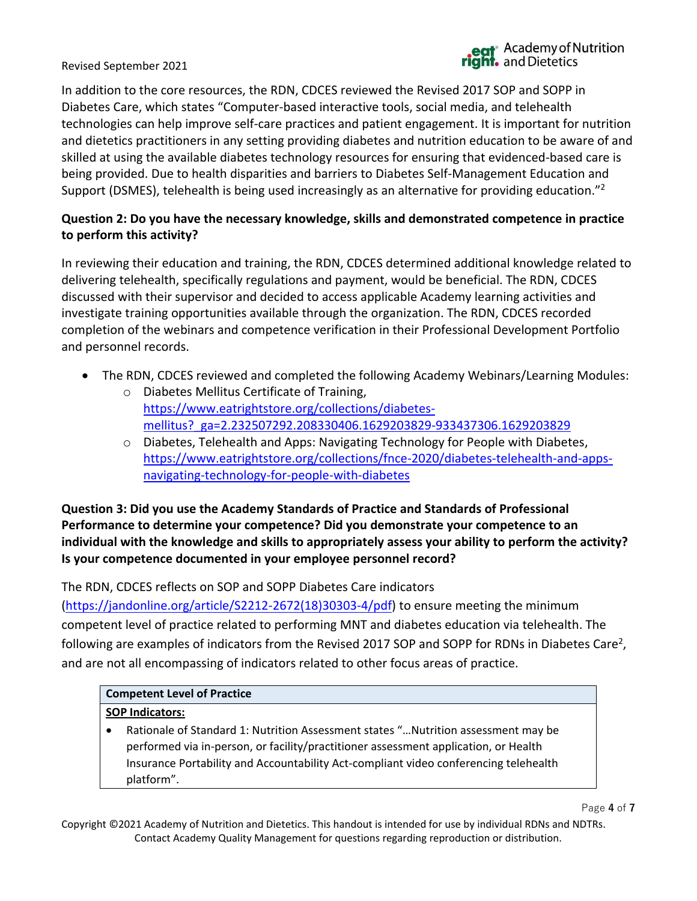In addition to the core resources, the RDN, CDCES reviewed the Revised 2017 SOP and SOPP in Diabetes Care, which states "Computer-based interactive tools, social media, and telehealth technologies can help improve self-care practices and patient engagement. It is important for nutrition and dietetics practitioners in any setting providing diabetes and nutrition education to be aware of and skilled at using the available diabetes technology resources for ensuring that evidenced-based care is being provided. Due to health disparities and barriers to Diabetes Self-Management Education and Support (DSMES), telehealth is being used increasingly as an alternative for providing education."[2]

**Question 2: Do you have the necessary knowledge, skills and demonstrated competence in practice to perform this activity?**

In reviewing their education and training, the RDN, CDCES determined additional knowledge related to delivering telehealth, specifically regulations and payment, would be beneficial. The RDN, CDCES discussed with their supervisor and decided to access applicable Academy learning activities and investigate training opportunities available through the organization. The RDN, CDCES recorded completion of the webinars and competence verification in their Professional Development Portfolio and personnel records.

- The RDN, CDCES reviewed and completed the following Academy Webinars/Learning Modules:
  - Diabetes Mellitus Certificate of Training, https://www.eatrightstore.org/collections/diabetes-mellitus?_ga=2.232507292.208330406.1629203829-933437306.1629203829
  - Diabetes, Telehealth and Apps: Navigating Technology for People with Diabetes, https://www.eatrightstore.org/collections/fnce-2020/diabetes-telehealth-and-apps-navigating-technology-for-people-with-diabetes

**Question 3: Did you use the Academy Standards of Practice and Standards of Professional Performance to determine your competence? Did you demonstrate your competence to an individual with the knowledge and skills to appropriately assess your ability to perform the activity? Is your competence documented in your employee personnel record?**

The RDN, CDCES reflects on SOP and SOPP Diabetes Care indicators (https://jandonline.org/article/S2212-2672(18)30303-4/pdf) to ensure meeting the minimum competent level of practice related to performing MNT and diabetes education via telehealth. The following are examples of indicators from the Revised 2017 SOP and SOPP for RDNs in Diabetes Care[2], and are not all encompassing of indicators related to other focus areas of practice.

| Competent Level of Practice |
|---|
| **SOP Indicators:** |
| • Rationale of Standard 1: Nutrition Assessment states "…Nutrition assessment may be performed via in-person, or facility/practitioner assessment application, or Health Insurance Portability and Accountability Act-compliant video conferencing telehealth platform". |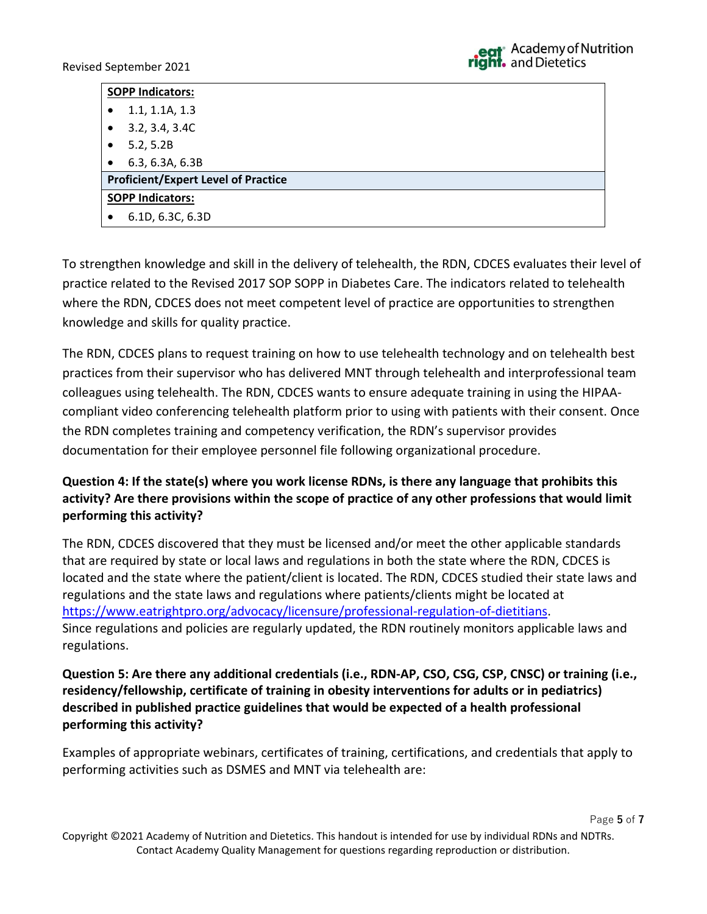| **SOPP Indicators:** |
|---|
| • 1.1, 1.1A, 1.3<br>• 3.2, 3.4, 3.4C<br>• 5.2, 5.2B<br>• 6.3, 6.3A, 6.3B |
| **Proficient/Expert Level of Practice** |
| **SOPP Indicators:** |
| • 6.1D, 6.3C, 6.3D |

To strengthen knowledge and skill in the delivery of telehealth, the RDN, CDCES evaluates their level of practice related to the Revised 2017 SOP SOPP in Diabetes Care. The indicators related to telehealth where the RDN, CDCES does not meet competent level of practice are opportunities to strengthen knowledge and skills for quality practice.

The RDN, CDCES plans to request training on how to use telehealth technology and on telehealth best practices from their supervisor who has delivered MNT through telehealth and interprofessional team colleagues using telehealth. The RDN, CDCES wants to ensure adequate training in using the HIPAA-compliant video conferencing telehealth platform prior to using with patients with their consent. Once the RDN completes training and competency verification, the RDN's supervisor provides documentation for their employee personnel file following organizational procedure.

**Question 4: If the state(s) where you work license RDNs, is there any language that prohibits this activity? Are there provisions within the scope of practice of any other professions that would limit performing this activity?**

The RDN, CDCES discovered that they must be licensed and/or meet the other applicable standards that are required by state or local laws and regulations in both the state where the RDN, CDCES is located and the state where the patient/client is located. The RDN, CDCES studied their state laws and regulations and the state laws and regulations where patients/clients might be located at https://www.eatrightpro.org/advocacy/licensure/professional-regulation-of-dietitians. Since regulations and policies are regularly updated, the RDN routinely monitors applicable laws and regulations.

**Question 5: Are there any additional credentials (i.e., RDN-AP, CSO, CSG, CSP, CNSC) or training (i.e., residency/fellowship, certificate of training in obesity interventions for adults or in pediatrics) described in published practice guidelines that would be expected of a health professional performing this activity?**

Examples of appropriate webinars, certificates of training, certifications, and credentials that apply to performing activities such as DSMES and MNT via telehealth are: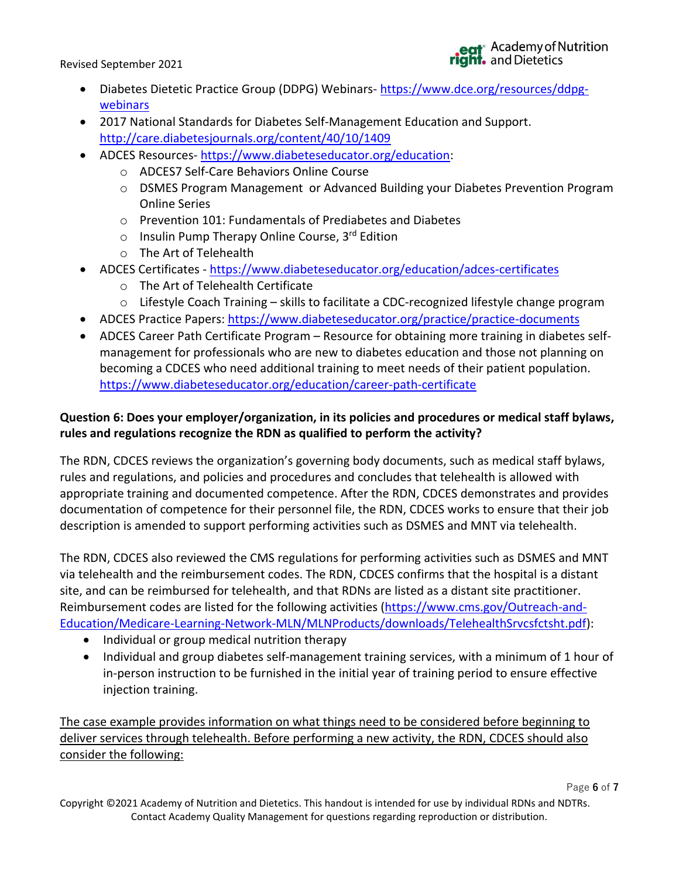- Diabetes Dietetic Practice Group (DDPG) Webinars- https://www.dce.org/resources/ddpg-webinars
- 2017 National Standards for Diabetes Self-Management Education and Support. http://care.diabetesjournals.org/content/40/10/1409
- ADCES Resources- https://www.diabeteseducator.org/education:
  - ADCES7 Self-Care Behaviors Online Course
  - DSMES Program Management or Advanced Building your Diabetes Prevention Program Online Series
  - Prevention 101: Fundamentals of Prediabetes and Diabetes
  - Insulin Pump Therapy Online Course, 3rd Edition
  - The Art of Telehealth
- ADCES Certificates - https://www.diabeteseducator.org/education/adces-certificates
  - The Art of Telehealth Certificate
  - Lifestyle Coach Training – skills to facilitate a CDC-recognized lifestyle change program
- ADCES Practice Papers: https://www.diabeteseducator.org/practice/practice-documents
- ADCES Career Path Certificate Program – Resource for obtaining more training in diabetes self-management for professionals who are new to diabetes education and those not planning on becoming a CDCES who need additional training to meet needs of their patient population. https://www.diabeteseducator.org/education/career-path-certificate

**Question 6: Does your employer/organization, in its policies and procedures or medical staff bylaws, rules and regulations recognize the RDN as qualified to perform the activity?**

The RDN, CDCES reviews the organization's governing body documents, such as medical staff bylaws, rules and regulations, and policies and procedures and concludes that telehealth is allowed with appropriate training and documented competence. After the RDN, CDCES demonstrates and provides documentation of competence for their personnel file, the RDN, CDCES works to ensure that their job description is amended to support performing activities such as DSMES and MNT via telehealth.

The RDN, CDCES also reviewed the CMS regulations for performing activities such as DSMES and MNT via telehealth and the reimbursement codes. The RDN, CDCES confirms that the hospital is a distant site, and can be reimbursed for telehealth, and that RDNs are listed as a distant site practitioner. Reimbursement codes are listed for the following activities (https://www.cms.gov/Outreach-and-Education/Medicare-Learning-Network-MLN/MLNProducts/downloads/TelehealthSrvcsfctsht.pdf):

- Individual or group medical nutrition therapy
- Individual and group diabetes self-management training services, with a minimum of 1 hour of in-person instruction to be furnished in the initial year of training period to ensure effective injection training.

The case example provides information on what things need to be considered before beginning to deliver services through telehealth. Before performing a new activity, the RDN, CDCES should also consider the following: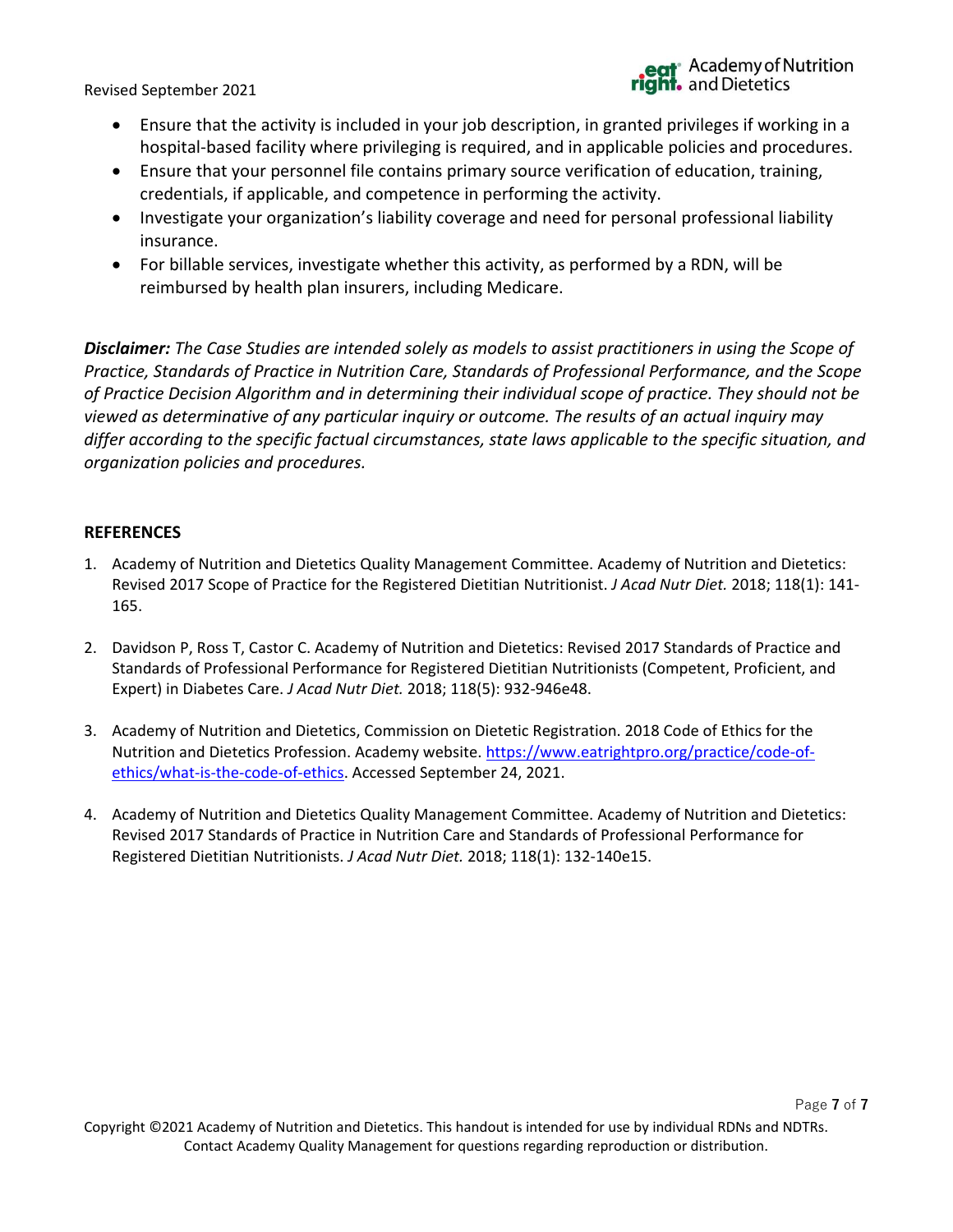- Ensure that the activity is included in your job description, in granted privileges if working in a hospital-based facility where privileging is required, and in applicable policies and procedures.
- Ensure that your personnel file contains primary source verification of education, training, credentials, if applicable, and competence in performing the activity.
- Investigate your organization's liability coverage and need for personal professional liability insurance.
- For billable services, investigate whether this activity, as performed by a RDN, will be reimbursed by health plan insurers, including Medicare.

***Disclaimer:*** *The Case Studies are intended solely as models to assist practitioners in using the Scope of Practice, Standards of Practice in Nutrition Care, Standards of Professional Performance, and the Scope of Practice Decision Algorithm and in determining their individual scope of practice. They should not be viewed as determinative of any particular inquiry or outcome. The results of an actual inquiry may differ according to the specific factual circumstances, state laws applicable to the specific situation, and organization policies and procedures.*

## REFERENCES

1. Academy of Nutrition and Dietetics Quality Management Committee. Academy of Nutrition and Dietetics: Revised 2017 Scope of Practice for the Registered Dietitian Nutritionist. *J Acad Nutr Diet.* 2018; 118(1): 141-165.

2. Davidson P, Ross T, Castor C. Academy of Nutrition and Dietetics: Revised 2017 Standards of Practice and Standards of Professional Performance for Registered Dietitian Nutritionists (Competent, Proficient, and Expert) in Diabetes Care. *J Acad Nutr Diet.* 2018; 118(5): 932-946e48.

3. Academy of Nutrition and Dietetics, Commission on Dietetic Registration. 2018 Code of Ethics for the Nutrition and Dietetics Profession. Academy website. https://www.eatrightpro.org/practice/code-of-ethics/what-is-the-code-of-ethics. Accessed September 24, 2021.

4. Academy of Nutrition and Dietetics Quality Management Committee. Academy of Nutrition and Dietetics: Revised 2017 Standards of Practice in Nutrition Care and Standards of Professional Performance for Registered Dietitian Nutritionists. *J Acad Nutr Diet.* 2018; 118(1): 132-140e15.

Copyright ©2021 Academy of Nutrition and Dietetics. This handout is intended for use by individual RDNs and NDTRs. Contact Academy Quality Management for questions regarding reproduction or distribution.